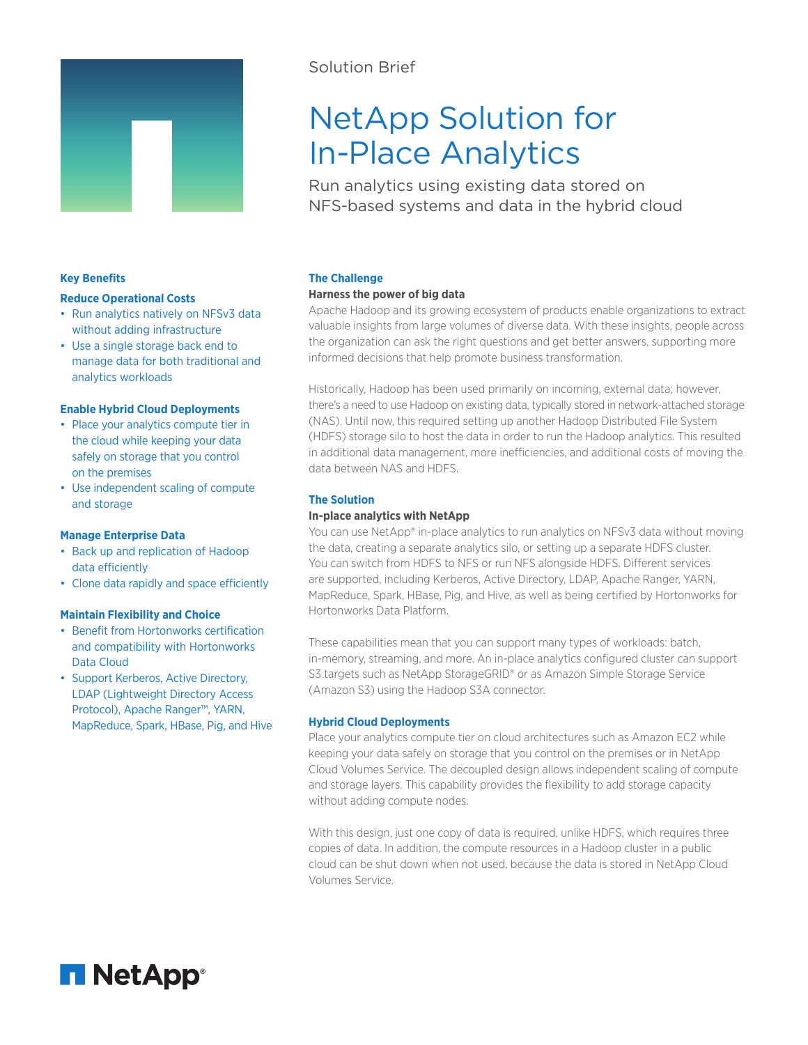Solution Brief

# NetApp Solution for In-Place Analytics

Run analytics using existing data stored on NFS-based systems and data in the hybrid cloud

## Key Benefits

### Reduce Operational Costs

- Run analytics natively on NFSv3 data without adding infrastructure
- Use a single storage back end to manage data for both traditional and analytics workloads

### Enable Hybrid Cloud Deployments

- Place your analytics compute tier in the cloud while keeping your data safely on storage that you control on the premises
- Use independent scaling of compute and storage

### Manage Enterprise Data

- Back up and replication of Hadoop data efficiently
- Clone data rapidly and space efficiently

### Maintain Flexibility and Choice

- Benefit from Hortonworks certification and compatibility with Hortonworks Data Cloud
- Support Kerberos, Active Directory, LDAP (Lightweight Directory Access Protocol), Apache Ranger™, YARN, MapReduce, Spark, HBase, Pig, and Hive

## The Challenge

**Harness the power of big data**

Apache Hadoop and its growing ecosystem of products enable organizations to extract valuable insights from large volumes of diverse data. With these insights, people across the organization can ask the right questions and get better answers, supporting more informed decisions that help promote business transformation.

Historically, Hadoop has been used primarily on incoming, external data; however, there's a need to use Hadoop on existing data, typically stored in network-attached storage (NAS). Until now, this required setting up another Hadoop Distributed File System (HDFS) storage silo to host the data in order to run the Hadoop analytics. This resulted in additional data management, more inefficiencies, and additional costs of moving the data between NAS and HDFS.

## The Solution

**In-place analytics with NetApp**

You can use NetApp® in-place analytics to run analytics on NFSv3 data without moving the data, creating a separate analytics silo, or setting up a separate HDFS cluster. You can switch from HDFS to NFS or run NFS alongside HDFS. Different services are supported, including Kerberos, Active Directory, LDAP, Apache Ranger, YARN, MapReduce, Spark, HBase, Pig, and Hive, as well as being certified by Hortonworks for Hortonworks Data Platform.

These capabilities mean that you can support many types of workloads: batch, in-memory, streaming, and more. An in-place analytics configured cluster can support S3 targets such as NetApp StorageGRID® or as Amazon Simple Storage Service (Amazon S3) using the Hadoop S3A connector.

## Hybrid Cloud Deployments

Place your analytics compute tier on cloud architectures such as Amazon EC2 while keeping your data safely on storage that you control on the premises or in NetApp Cloud Volumes Service. The decoupled design allows independent scaling of compute and storage layers. This capability provides the flexibility to add storage capacity without adding compute nodes.

With this design, just one copy of data is required, unlike HDFS, which requires three copies of data. In addition, the compute resources in a Hadoop cluster in a public cloud can be shut down when not used, because the data is stored in NetApp Cloud Volumes Service.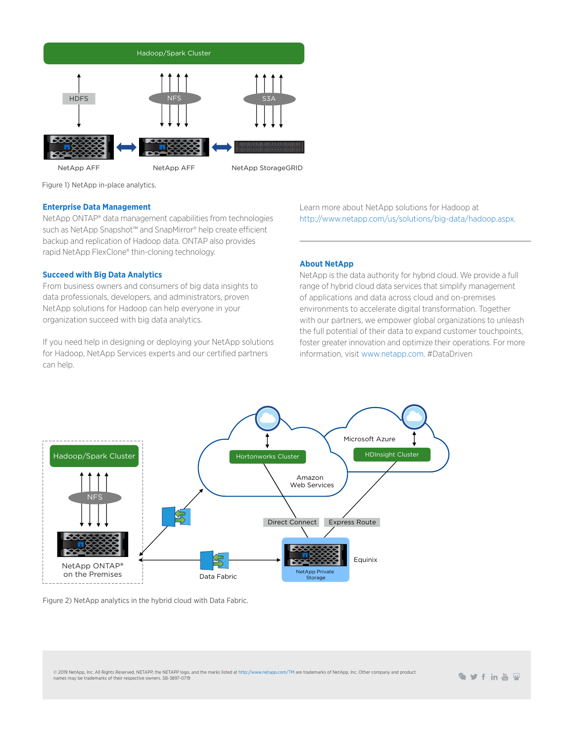Hadoop/Spark Cluster

HDFS

NFS

S3A

NetApp AFF

NetApp AFF

NetApp StorageGRID

Figure 1) NetApp in-place analytics.

### Enterprise Data Management

NetApp ONTAP® data management capabilities from technologies such as NetApp Snapshot™ and SnapMirror® help create efficient backup and replication of Hadoop data. ONTAP also provides rapid NetApp FlexClone® thin-cloning technology.

### Succeed with Big Data Analytics

From business owners and consumers of big data insights to data professionals, developers, and administrators, proven NetApp solutions for Hadoop can help everyone in your organization succeed with big data analytics.

If you need help in designing or deploying your NetApp solutions for Hadoop, NetApp Services experts and our certified partners can help.

Learn more about NetApp solutions for Hadoop at http://www.netapp.com/us/solutions/big-data/hadoop.aspx.

### About NetApp

NetApp is the data authority for hybrid cloud. We provide a full range of hybrid cloud data services that simplify management of applications and data across cloud and on-premises environments to accelerate digital transformation. Together with our partners, we empower global organizations to unleash the full potential of their data to expand customer touchpoints, foster greater innovation and optimize their operations. For more information, visit www.netapp.com. #DataDriven

Hadoop/Spark Cluster

NFS

NetApp ONTAP® on the Premises

Hortonworks Cluster

Amazon Web Services

Microsoft Azure

HDInsight Cluster

Direct Connect

Express Route

Data Fabric

NetApp Private Storage

Equinix

Figure 2) NetApp analytics in the hybrid cloud with Data Fabric.

© 2019 NetApp, Inc. All Rights Reserved. NETAPP, the NETAPP logo, and the marks listed at http://www.netapp.com/TM are trademarks of NetApp, Inc. Other company and product names may be trademarks of their respective owners. SB-3897-0719